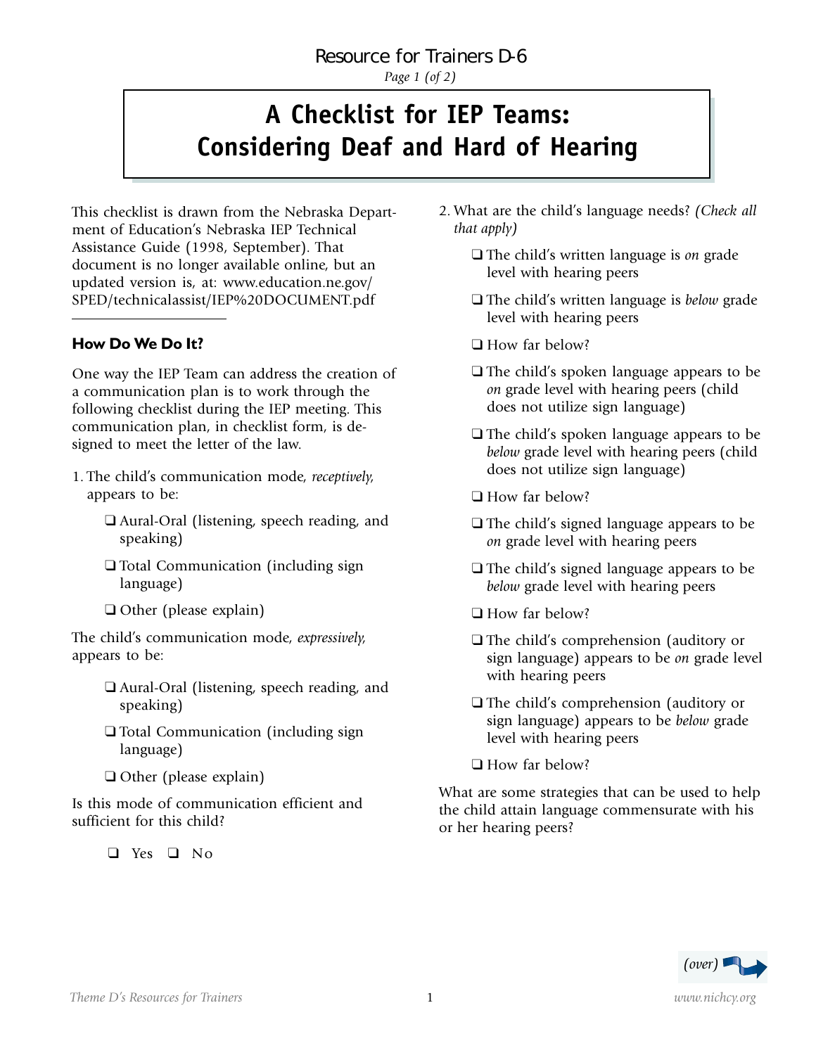Resource for Trainers D-6

# A Checklist for IEP Teams: Considering Deaf and Hard of Hearing

This checklist is drawn from the Nebraska Department of Education's Nebraska IEP Technical Assistance Guide (1998, September). That document is no longer available online, but an updated version is, at: www.education.ne.gov/SPED/technicalassist/IEP%20DOCUMENT.pdf

### How Do We Do It?

One way the IEP Team can address the creation of a communication plan is to work through the following checklist during the IEP meeting. This communication plan, in checklist form, is designed to meet the letter of the law.

1. The child's communication mode, *receptively*, appears to be:
   - ❑ Aural-Oral (listening, speech reading, and speaking)
   - ❑ Total Communication (including sign language)
   - ❑ Other (please explain)

The child's communication mode, *expressively*, appears to be:

- ❑ Aural-Oral (listening, speech reading, and speaking)
- ❑ Total Communication (including sign language)
- ❑ Other (please explain)

Is this mode of communication efficient and sufficient for this child?

❑ Yes ❑ No

2. What are the child's language needs? *(Check all that apply)*
   - ❑ The child's written language is *on* grade level with hearing peers
   - ❑ The child's written language is *below* grade level with hearing peers
   - ❑ How far below?
   - ❑ The child's spoken language appears to be *on* grade level with hearing peers (child does not utilize sign language)
   - ❑ The child's spoken language appears to be *below* grade level with hearing peers (child does not utilize sign language)
   - ❑ How far below?
   - ❑ The child's signed language appears to be *on* grade level with hearing peers
   - ❑ The child's signed language appears to be *below* grade level with hearing peers
   - ❑ How far below?
   - ❑ The child's comprehension (auditory or sign language) appears to be *on* grade level with hearing peers
   - ❑ The child's comprehension (auditory or sign language) appears to be *below* grade level with hearing peers
   - ❑ How far below?

What are some strategies that can be used to help the child attain language commensurate with his or her hearing peers?

*(over)*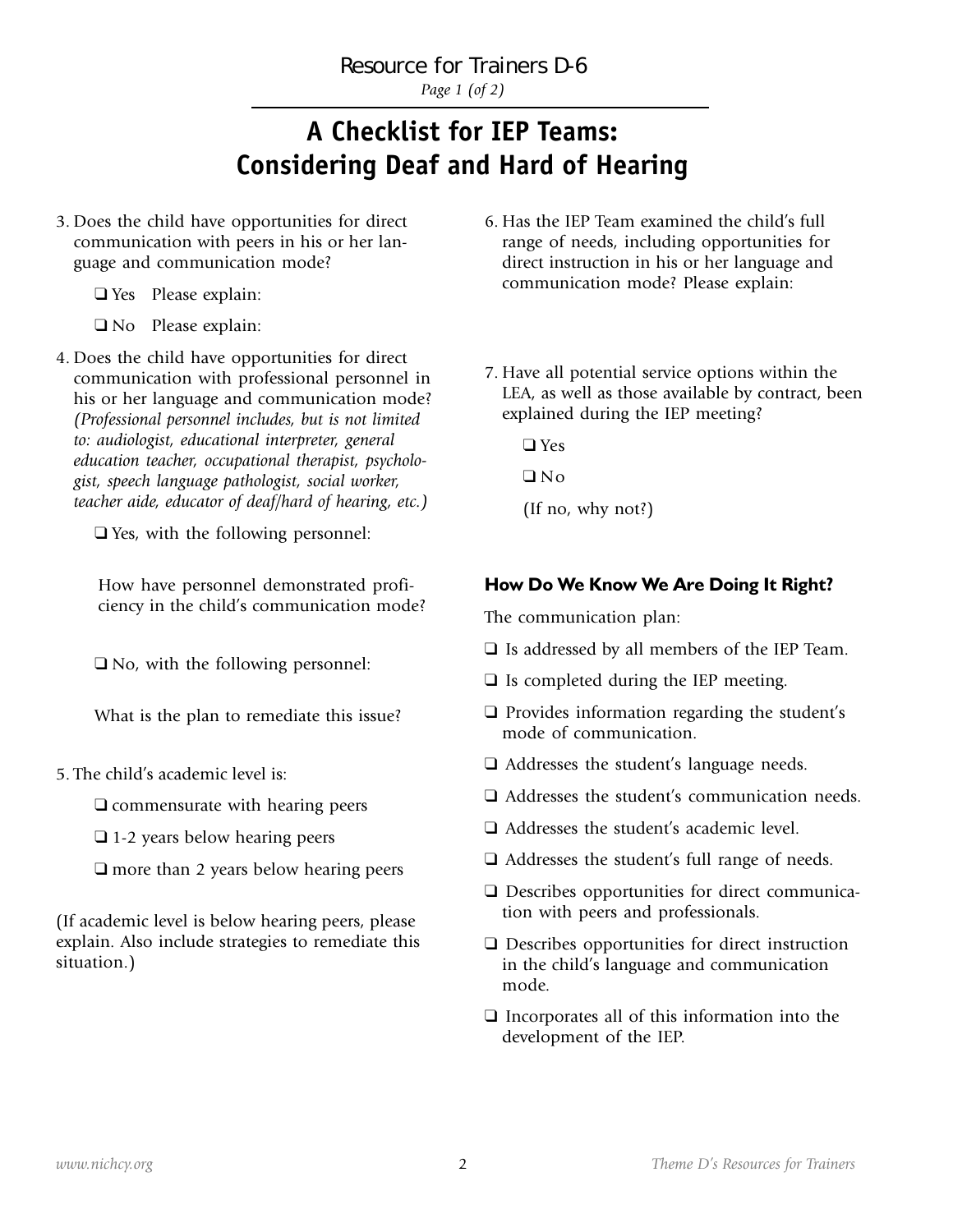Resource for Trainers D-6

# A Checklist for IEP Teams: Considering Deaf and Hard of Hearing

3. Does the child have opportunities for direct communication with peers in his or her language and communication mode?

   ❑ Yes Please explain:

   ❑ No Please explain:

4. Does the child have opportunities for direct communication with professional personnel in his or her language and communication mode? *(Professional personnel includes, but is not limited to: audiologist, educational interpreter, general education teacher, occupational therapist, psychologist, speech language pathologist, social worker, teacher aide, educator of deaf/hard of hearing, etc.)*

   ❑ Yes, with the following personnel:

   How have personnel demonstrated proficiency in the child's communication mode?

   ❑ No, with the following personnel:

   What is the plan to remediate this issue?

5. The child's academic level is:

   ❑ commensurate with hearing peers

   ❑ 1-2 years below hearing peers

   ❑ more than 2 years below hearing peers

(If academic level is below hearing peers, please explain. Also include strategies to remediate this situation.)

6. Has the IEP Team examined the child's full range of needs, including opportunities for direct instruction in his or her language and communication mode? Please explain:

7. Have all potential service options within the LEA, as well as those available by contract, been explained during the IEP meeting?

   ❑ Yes

   ❑ No

   (If no, why not?)

### How Do We Know We Are Doing It Right?

The communication plan:

❑ Is addressed by all members of the IEP Team.

❑ Is completed during the IEP meeting.

❑ Provides information regarding the student's mode of communication.

❑ Addresses the student's language needs.

❑ Addresses the student's communication needs.

❑ Addresses the student's academic level.

❑ Addresses the student's full range of needs.

❑ Describes opportunities for direct communication with peers and professionals.

❑ Describes opportunities for direct instruction in the child's language and communication mode.

❑ Incorporates all of this information into the development of the IEP.